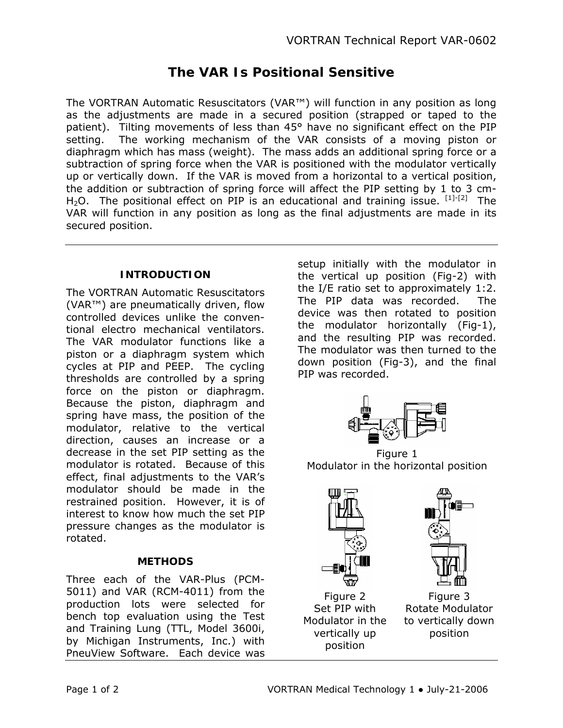# The VAR Is Positional Sensitive

The VORTRAN Automatic Resuscitators (VAR™) will function in any position as long as the adjustments are made in a secured position (strapped or taped to the patient). Tilting movements of less than 45° have no significant effect on the PIP setting. The working mechanism of the VAR consists of a moving piston or diaphragm which has mass (weight). The mass adds an additional spring force or a subtraction of spring force when the VAR is positioned with the modulator vertically up or vertically down. If the VAR is moved from a horizontal to a vertical position, the addition or subtraction of spring force will affect the PIP setting by 1 to 3 cm-$H_2O$. The positional effect on PIP is an educational and training issue. [1]-[2] The VAR will function in any position as long as the final adjustments are made in its secured position.

---

## INTRODUCTION

The VORTRAN Automatic Resuscitators (VAR™) are pneumatically driven, flow controlled devices unlike the conventional electro mechanical ventilators. The VAR modulator functions like a piston or a diaphragm system which cycles at PIP and PEEP. The cycling thresholds are controlled by a spring force on the piston or diaphragm. Because the piston, diaphragm and spring have mass, the position of the modulator, relative to the vertical direction, causes an increase or a decrease in the set PIP setting as the modulator is rotated. Because of this effect, final adjustments to the VAR's modulator should be made in the restrained position. However, it is of interest to know how much the set PIP pressure changes as the modulator is rotated.

## METHODS

Three each of the VAR-Plus (PCM-5011) and VAR (RCM-4011) from the production lots were selected for bench top evaluation using the Test and Training Lung (TTL, Model 3600i, by Michigan Instruments, Inc.) with PneuView Software. Each device was setup initially with the modulator in the vertical up position (Fig-2) with the I/E ratio set to approximately 1:2. The PIP data was recorded. The device was then rotated to position the modulator horizontally (Fig-1), and the resulting PIP was recorded. The modulator was then turned to the down position (Fig-3), and the final PIP was recorded.

Figure 1
Modulator in the horizontal position

Figure 2
Set PIP with Modulator in the vertically up position

Figure 3
Rotate Modulator to vertically down position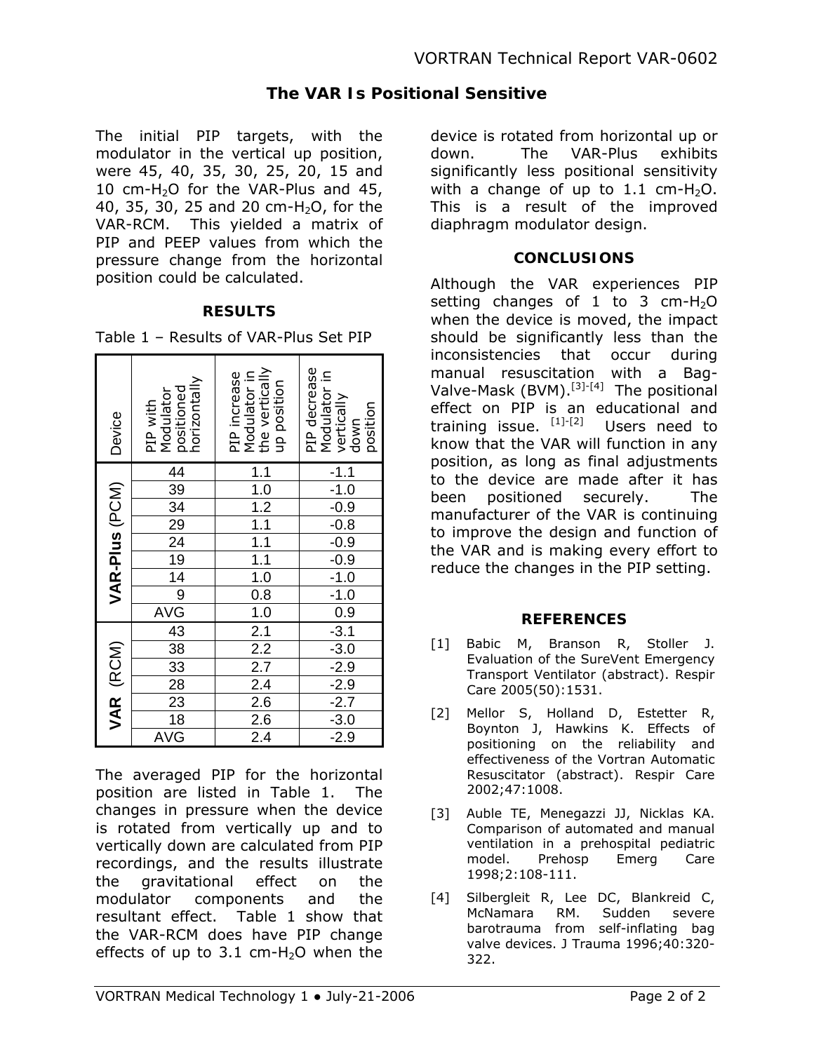## The VAR Is Positional Sensitive

The initial PIP targets, with the modulator in the vertical up position, were 45, 40, 35, 30, 25, 20, 15 and 10 cm-$H_2O$ for the VAR-Plus and 45, 40, 35, 30, 25 and 20 cm-$H_2O$, for the VAR-RCM. This yielded a matrix of PIP and PEEP values from which the pressure change from the horizontal position could be calculated.

### RESULTS

Table 1 – Results of VAR-Plus Set PIP

| Device | PIP with Modulator positioned horizontally | PIP increase Modulator in the vertically up position | PIP decrease Modulator in vertically down position |
|---|---|---|---|
| **VAR-Plus** (PCM) | 44 | 1.1 | -1.1 |
| | 39 | 1.0 | -1.0 |
| | 34 | 1.2 | -0.9 |
| | 29 | 1.1 | -0.8 |
| | 24 | 1.1 | -0.9 |
| | 19 | 1.1 | -0.9 |
| | 14 | 1.0 | -1.0 |
| | 9 | 0.8 | -1.0 |
| | AVG | 1.0 | 0.9 |
| **VAR** (RCM) | 43 | 2.1 | -3.1 |
| | 38 | 2.2 | -3.0 |
| | 33 | 2.7 | -2.9 |
| | 28 | 2.4 | -2.9 |
| | 23 | 2.6 | -2.7 |
| | 18 | 2.6 | -3.0 |
| | AVG | 2.4 | -2.9 |

The averaged PIP for the horizontal position are listed in Table 1. The changes in pressure when the device is rotated from vertically up and to vertically down are calculated from PIP recordings, and the results illustrate the gravitational effect on the modulator components and the resultant effect. Table 1 show that the VAR-RCM does have PIP change effects of up to 3.1 cm-$H_2O$ when the device is rotated from horizontal up or down. The VAR-Plus exhibits significantly less positional sensitivity with a change of up to 1.1 cm-$H_2O$. This is a result of the improved diaphragm modulator design.

### CONCLUSIONS

Although the VAR experiences PIP setting changes of 1 to 3 cm-$H_2O$ when the device is moved, the impact should be significantly less than the inconsistencies that occur during manual resuscitation with a Bag-Valve-Mask (BVM).[3]-[4] The positional effect on PIP is an educational and training issue. [1]-[2] Users need to know that the VAR will function in any position, as long as final adjustments to the device are made after it has been positioned securely. The manufacturer of the VAR is continuing to improve the design and function of the VAR and is making every effort to reduce the changes in the PIP setting.

### REFERENCES

[1] Babic M, Branson R, Stoller J. Evaluation of the SureVent Emergency Transport Ventilator (abstract). Respir Care 2005(50):1531.

[2] Mellor S, Holland D, Estetter R, Boynton J, Hawkins K. Effects of positioning on the reliability and effectiveness of the Vortran Automatic Resuscitator (abstract). Respir Care 2002;47:1008.

[3] Auble TE, Menegazzi JJ, Nicklas KA. Comparison of automated and manual ventilation in a prehospital pediatric model. Prehosp Emerg Care 1998;2:108-111.

[4] Silbergleit R, Lee DC, Blankreid C, McNamara RM. Sudden severe barotrauma from self-inflating bag valve devices. J Trauma 1996;40:320-322.